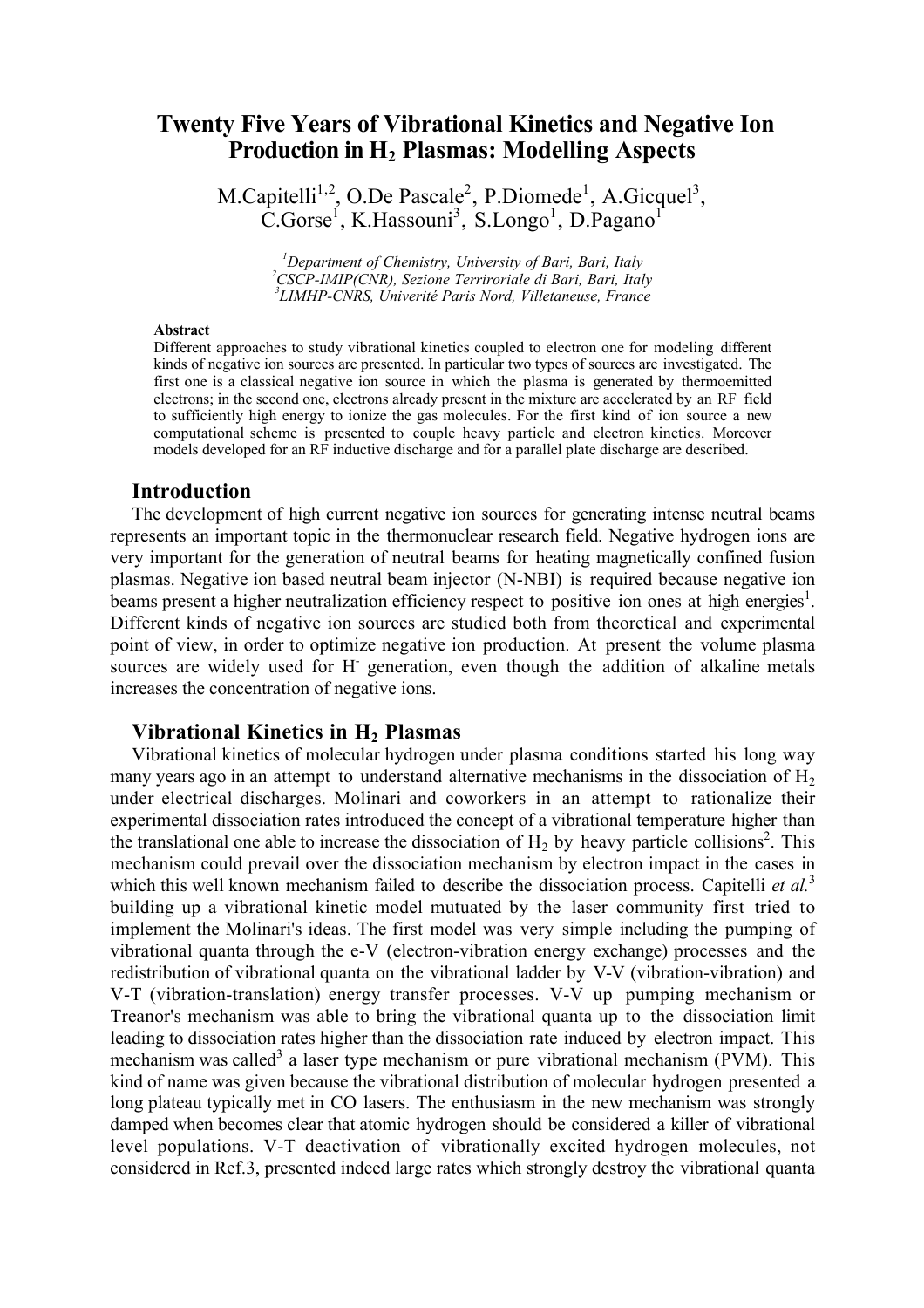# Twenty Five Years of Vibrational Kinetics and Negative Ion Production in $H_2$ Plasmas: Modelling Aspects

M.Capitelli[1,2], O.De Pascale[2], P.Diomede[1], A.Gicquel[3], C.Gorse[1], K.Hassouni[3], S.Longo[1], D.Pagano[1]

[1]*Department of Chemistry, University of Bari, Bari, Italy*
[2]*CSCP-IMIP(CNR), Sezione Terriroriale di Bari, Bari, Italy*
[3]*LIMHP-CNRS, Univerité Paris Nord, Villetaneuse, France*

**Abstract**

Different approaches to study vibrational kinetics coupled to electron one for modeling different kinds of negative ion sources are presented. In particular two types of sources are investigated. The first one is a classical negative ion source in which the plasma is generated by thermoemitted electrons; in the second one, electrons already present in the mixture are accelerated by an RF field to sufficiently high energy to ionize the gas molecules. For the first kind of ion source a new computational scheme is presented to couple heavy particle and electron kinetics. Moreover models developed for an RF inductive discharge and for a parallel plate discharge are described.

## Introduction

The development of high current negative ion sources for generating intense neutral beams represents an important topic in the thermonuclear research field. Negative hydrogen ions are very important for the generation of neutral beams for heating magnetically confined fusion plasmas. Negative ion based neutral beam injector (N-NBI) is required because negative ion beams present a higher neutralization efficiency respect to positive ion ones at high energies[1]. Different kinds of negative ion sources are studied both from theoretical and experimental point of view, in order to optimize negative ion production. At present the volume plasma sources are widely used for $H^-$ generation, even though the addition of alkaline metals increases the concentration of negative ions.

## Vibrational Kinetics in $H_2$ Plasmas

Vibrational kinetics of molecular hydrogen under plasma conditions started his long way many years ago in an attempt to understand alternative mechanisms in the dissociation of $H_2$ under electrical discharges. Molinari and coworkers in an attempt to rationalize their experimental dissociation rates introduced the concept of a vibrational temperature higher than the translational one able to increase the dissociation of $H_2$ by heavy particle collisions[2]. This mechanism could prevail over the dissociation mechanism by electron impact in the cases in which this well known mechanism failed to describe the dissociation process. Capitelli *et al.*[3] building up a vibrational kinetic model mutuated by the laser community first tried to implement the Molinari's ideas. The first model was very simple including the pumping of vibrational quanta through the e-V (electron-vibration energy exchange) processes and the redistribution of vibrational quanta on the vibrational ladder by V-V (vibration-vibration) and V-T (vibration-translation) energy transfer processes. V-V up pumping mechanism or Treanor's mechanism was able to bring the vibrational quanta up to the dissociation limit leading to dissociation rates higher than the dissociation rate induced by electron impact. This mechanism was called[3] a laser type mechanism or pure vibrational mechanism (PVM). This kind of name was given because the vibrational distribution of molecular hydrogen presented a long plateau typically met in CO lasers. The enthusiasm in the new mechanism was strongly damped when becomes clear that atomic hydrogen should be considered a killer of vibrational level populations. V-T deactivation of vibrationally excited hydrogen molecules, not considered in Ref.3, presented indeed large rates which strongly destroy the vibrational quanta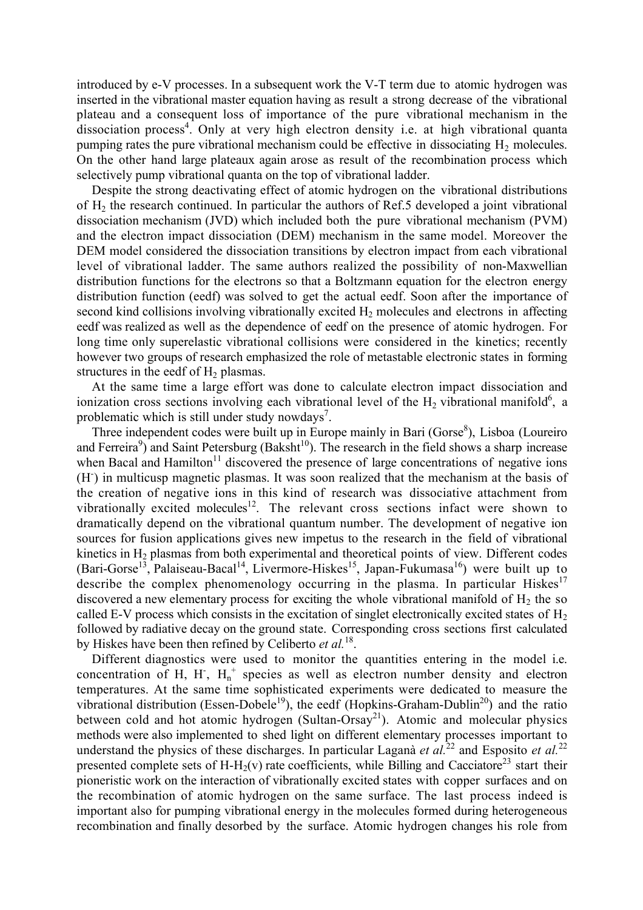introduced by e-V processes. In a subsequent work the V-T term due to atomic hydrogen was inserted in the vibrational master equation having as result a strong decrease of the vibrational plateau and a consequent loss of importance of the pure vibrational mechanism in the dissociation process[4]. Only at very high electron density i.e. at high vibrational quanta pumping rates the pure vibrational mechanism could be effective in dissociating $H_2$ molecules. On the other hand large plateaux again arose as result of the recombination process which selectively pump vibrational quanta on the top of vibrational ladder.

Despite the strong deactivating effect of atomic hydrogen on the vibrational distributions of $H_2$ the research continued. In particular the authors of Ref.5 developed a joint vibrational dissociation mechanism (JVD) which included both the pure vibrational mechanism (PVM) and the electron impact dissociation (DEM) mechanism in the same model. Moreover the DEM model considered the dissociation transitions by electron impact from each vibrational level of vibrational ladder. The same authors realized the possibility of non-Maxwellian distribution functions for the electrons so that a Boltzmann equation for the electron energy distribution function (eedf) was solved to get the actual eedf. Soon after the importance of second kind collisions involving vibrationally excited $H_2$ molecules and electrons in affecting eedf was realized as well as the dependence of eedf on the presence of atomic hydrogen. For long time only superelastic vibrational collisions were considered in the kinetics; recently however two groups of research emphasized the role of metastable electronic states in forming structures in the eedf of $H_2$ plasmas.

At the same time a large effort was done to calculate electron impact dissociation and ionization cross sections involving each vibrational level of the $H_2$ vibrational manifold[6], a problematic which is still under study nowdays[7].

Three independent codes were built up in Europe mainly in Bari (Gorse[8]), Lisboa (Loureiro and Ferreira[9]) and Saint Petersburg (Baksht[10]). The research in the field shows a sharp increase when Bacal and Hamilton[11] discovered the presence of large concentrations of negative ions ($H^-$) in multicusp magnetic plasmas. It was soon realized that the mechanism at the basis of the creation of negative ions in this kind of research was dissociative attachment from vibrationally excited molecules[12]. The relevant cross sections infact were shown to dramatically depend on the vibrational quantum number. The development of negative ion sources for fusion applications gives new impetus to the research in the field of vibrational kinetics in $H_2$ plasmas from both experimental and theoretical points of view. Different codes (Bari-Gorse[13], Palaiseau-Bacal[14], Livermore-Hiskes[15], Japan-Fukumasa[16]) were built up to describe the complex phenomenology occurring in the plasma. In particular Hiskes[17] discovered a new elementary process for exciting the whole vibrational manifold of $H_2$ the so called E-V process which consists in the excitation of singlet electronically excited states of $H_2$ followed by radiative decay on the ground state. Corresponding cross sections first calculated by Hiskes have been then refined by Celiberto *et al.*[18].

Different diagnostics were used to monitor the quantities entering in the model i.e. concentration of H, $H^-$, $H_n^+$ species as well as electron number density and electron temperatures. At the same time sophisticated experiments were dedicated to measure the vibrational distribution (Essen-Dobele[19]), the eedf (Hopkins-Graham-Dublin[20]) and the ratio between cold and hot atomic hydrogen (Sultan-Orsay[21]). Atomic and molecular physics methods were also implemented to shed light on different elementary processes important to understand the physics of these discharges. In particular Laganà *et al.*[22] and Esposito *et al.*[22] presented complete sets of H-$H_2$(v) rate coefficients, while Billing and Cacciatore[23] start their pioneristic work on the interaction of vibrationally excited states with copper surfaces and on the recombination of atomic hydrogen on the same surface. The last process indeed is important also for pumping vibrational energy in the molecules formed during heterogeneous recombination and finally desorbed by the surface. Atomic hydrogen changes his role from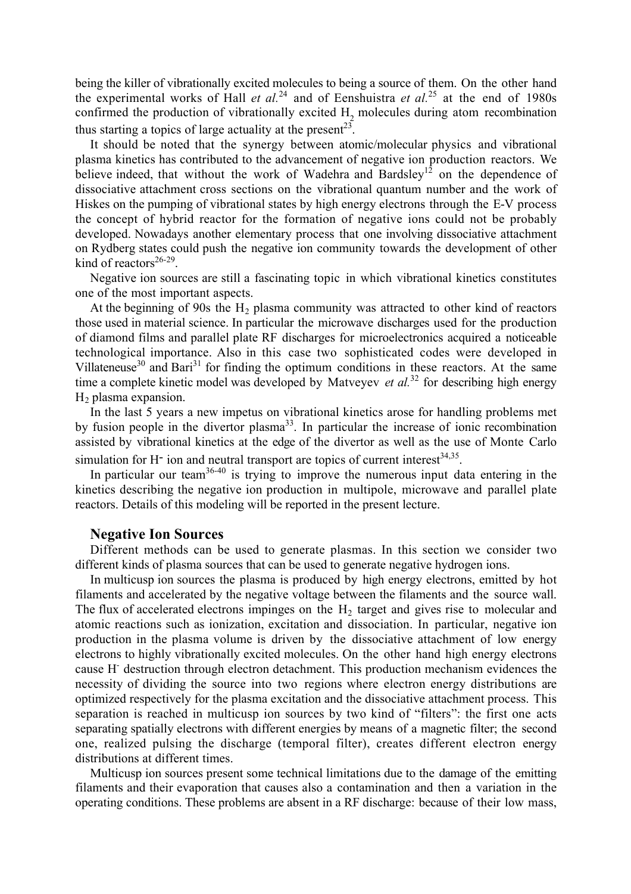being the killer of vibrationally excited molecules to being a source of them. On the other hand the experimental works of Hall *et al.*[24] and of Eenshuistra *et al.*[25] at the end of 1980s confirmed the production of vibrationally excited $H_2$ molecules during atom recombination thus starting a topics of large actuality at the present[23].

It should be noted that the synergy between atomic/molecular physics and vibrational plasma kinetics has contributed to the advancement of negative ion production reactors. We believe indeed, that without the work of Wadehra and Bardsley[12] on the dependence of dissociative attachment cross sections on the vibrational quantum number and the work of Hiskes on the pumping of vibrational states by high energy electrons through the E-V process the concept of hybrid reactor for the formation of negative ions could not be probably developed. Nowadays another elementary process that one involving dissociative attachment on Rydberg states could push the negative ion community towards the development of other kind of reactors[26-29].

Negative ion sources are still a fascinating topic in which vibrational kinetics constitutes one of the most important aspects.

At the beginning of 90s the $H_2$ plasma community was attracted to other kind of reactors those used in material science. In particular the microwave discharges used for the production of diamond films and parallel plate RF discharges for microelectronics acquired a noticeable technological importance. Also in this case two sophisticated codes were developed in Villateneuse[30] and Bari[31] for finding the optimum conditions in these reactors. At the same time a complete kinetic model was developed by Matveyev *et al.*[32] for describing high energy $H_2$ plasma expansion.

In the last 5 years a new impetus on vibrational kinetics arose for handling problems met by fusion people in the divertor plasma[33]. In particular the increase of ionic recombination assisted by vibrational kinetics at the edge of the divertor as well as the use of Monte Carlo simulation for $H^-$ ion and neutral transport are topics of current interest[34,35].

In particular our team[36-40] is trying to improve the numerous input data entering in the kinetics describing the negative ion production in multipole, microwave and parallel plate reactors. Details of this modeling will be reported in the present lecture.

## Negative Ion Sources

Different methods can be used to generate plasmas. In this section we consider two different kinds of plasma sources that can be used to generate negative hydrogen ions.

In multicusp ion sources the plasma is produced by high energy electrons, emitted by hot filaments and accelerated by the negative voltage between the filaments and the source wall. The flux of accelerated electrons impinges on the $H_2$ target and gives rise to molecular and atomic reactions such as ionization, excitation and dissociation. In particular, negative ion production in the plasma volume is driven by the dissociative attachment of low energy electrons to highly vibrationally excited molecules. On the other hand high energy electrons cause $H^-$ destruction through electron detachment. This production mechanism evidences the necessity of dividing the source into two regions where electron energy distributions are optimized respectively for the plasma excitation and the dissociative attachment process. This separation is reached in multicusp ion sources by two kind of "filters": the first one acts separating spatially electrons with different energies by means of a magnetic filter; the second one, realized pulsing the discharge (temporal filter), creates different electron energy distributions at different times.

Multicusp ion sources present some technical limitations due to the damage of the emitting filaments and their evaporation that causes also a contamination and then a variation in the operating conditions. These problems are absent in a RF discharge: because of their low mass,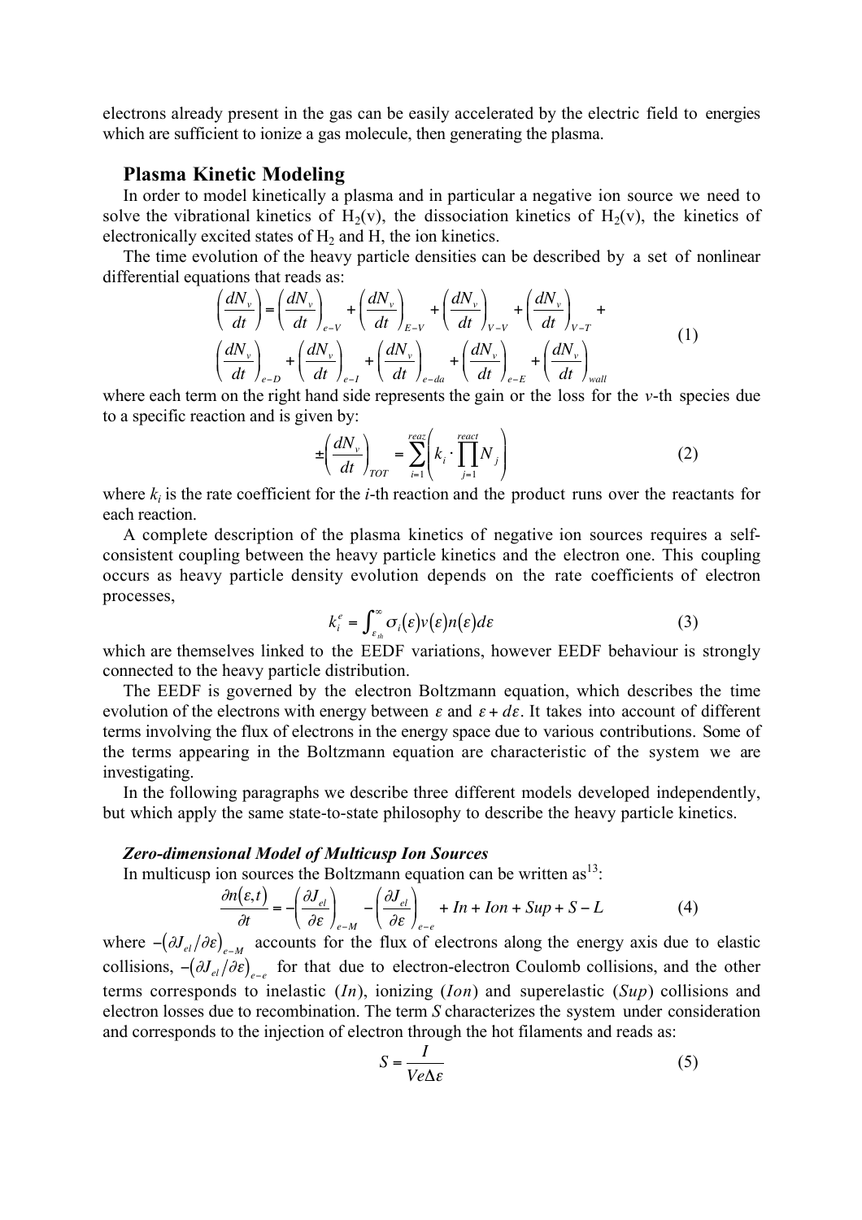electrons already present in the gas can be easily accelerated by the electric field to energies which are sufficient to ionize a gas molecule, then generating the plasma.

## Plasma Kinetic Modeling

In order to model kinetically a plasma and in particular a negative ion source we need to solve the vibrational kinetics of $H_2(v)$, the dissociation kinetics of $H_2(v)$, the kinetics of electronically excited states of $H_2$ and H, the ion kinetics.

The time evolution of the heavy particle densities can be described by a set of nonlinear differential equations that reads as:

$$
\begin{aligned}
\left(\frac{dN_v}{dt}\right) = \left(\frac{dN_v}{dt}\right)_{e-V} + \left(\frac{dN_v}{dt}\right)_{E-V} + \left(\frac{dN_v}{dt}\right)_{V-V} + \left(\frac{dN_v}{dt}\right)_{V-T} + \\
\left(\frac{dN_v}{dt}\right)_{e-D} + \left(\frac{dN_v}{dt}\right)_{e-I} + \left(\frac{dN_v}{dt}\right)_{e-da} + \left(\frac{dN_v}{dt}\right)_{e-E} + \left(\frac{dN_v}{dt}\right)_{wall}
\end{aligned}
\tag{1}
$$

where each term on the right hand side represents the gain or the loss for the $v$-th species due to a specific reaction and is given by:

$$
\pm\left(\frac{dN_v}{dt}\right)_{TOT} = \sum_{i=1}^{reaz}\left(k_i \cdot \prod_{j=1}^{react} N_j\right) \tag{2}
$$

where $k_i$ is the rate coefficient for the $i$-th reaction and the product runs over the reactants for each reaction.

A complete description of the plasma kinetics of negative ion sources requires a self-consistent coupling between the heavy particle kinetics and the electron one. This coupling occurs as heavy particle density evolution depends on the rate coefficients of electron processes,

$$
k_i^e = \int_{\varepsilon_{th}}^{\infty} \sigma_i(\varepsilon) v(\varepsilon) n(\varepsilon) d\varepsilon \tag{3}
$$

which are themselves linked to the EEDF variations, however EEDF behaviour is strongly connected to the heavy particle distribution.

The EEDF is governed by the electron Boltzmann equation, which describes the time evolution of the electrons with energy between $\varepsilon$ and $\varepsilon + d\varepsilon$. It takes into account of different terms involving the flux of electrons in the energy space due to various contributions. Some of the terms appearing in the Boltzmann equation are characteristic of the system we are investigating.

In the following paragraphs we describe three different models developed independently, but which apply the same state-to-state philosophy to describe the heavy particle kinetics.

### *Zero-dimensional Model of Multicusp Ion Sources*

In multicusp ion sources the Boltzmann equation can be written as[13]:

$$
\frac{\partial n(\varepsilon,t)}{\partial t} = -\left(\frac{\partial J_{el}}{\partial \varepsilon}\right)_{e-M} - \left(\frac{\partial J_{el}}{\partial \varepsilon}\right)_{e-e} + In + Ion + Sup + S - L \tag{4}
$$

where $-(\partial J_{el}/\partial\varepsilon)_{e-M}$ accounts for the flux of electrons along the energy axis due to elastic collisions, $-(\partial J_{el}/\partial\varepsilon)_{e-e}$ for that due to electron-electron Coulomb collisions, and the other terms corresponds to inelastic ($In$), ionizing ($Ion$) and superelastic ($Sup$) collisions and electron losses due to recombination. The term $S$ characterizes the system under consideration and corresponds to the injection of electron through the hot filaments and reads as:

$$
S = \frac{I}{Ve\Delta\varepsilon} \tag{5}
$$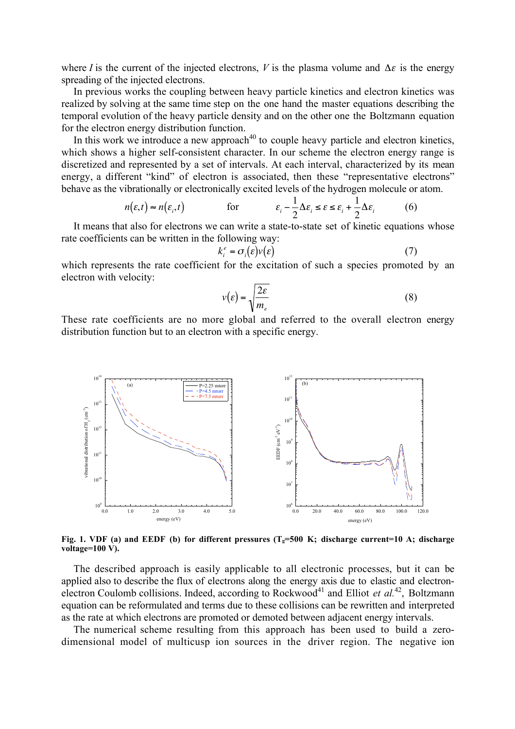where $I$ is the current of the injected electrons, $V$ is the plasma volume and $\Delta\varepsilon$ is the energy spreading of the injected electrons.

In previous works the coupling between heavy particle kinetics and electron kinetics was realized by solving at the same time step on the one hand the master equations describing the temporal evolution of the heavy particle density and on the other one the Boltzmann equation for the electron energy distribution function.

In this work we introduce a new approach[40] to couple heavy particle and electron kinetics, which shows a higher self-consistent character. In our scheme the electron energy range is discretized and represented by a set of intervals. At each interval, characterized by its mean energy, a different "kind" of electron is associated, then these "representative electrons" behave as the vibrationally or electronically excited levels of the hydrogen molecule or atom.

$$n(\varepsilon,t) \approx n(\varepsilon_i,t) \qquad \text{for} \qquad \varepsilon_i - \frac{1}{2}\Delta\varepsilon_i \le \varepsilon \le \varepsilon_i + \frac{1}{2}\Delta\varepsilon_i \tag{6}$$

It means that also for electrons we can write a state-to-state set of kinetic equations whose rate coefficients can be written in the following way:

$$k_i^e = \sigma_i(\varepsilon)v(\varepsilon) \tag{7}$$

which represents the rate coefficient for the excitation of such a species promoted by an electron with velocity:

$$v(\varepsilon) = \sqrt{\frac{2\varepsilon}{m_e}} \tag{8}$$

These rate coefficients are no more global and referred to the overall electron energy distribution function but to an electron with a specific energy.

**Fig. 1. VDF (a) and EEDF (b) for different pressures ($T_g$=500 K; discharge current=10 A; discharge voltage=100 V).**

The described approach is easily applicable to all electronic processes, but it can be applied also to describe the flux of electrons along the energy axis due to elastic and electron-electron Coulomb collisions. Indeed, according to Rockwood[41] and Elliot *et al.*[42], Boltzmann equation can be reformulated and terms due to these collisions can be rewritten and interpreted as the rate at which electrons are promoted or demoted between adjacent energy intervals.

The numerical scheme resulting from this approach has been used to build a zero-dimensional model of multicusp ion sources in the driver region. The negative ion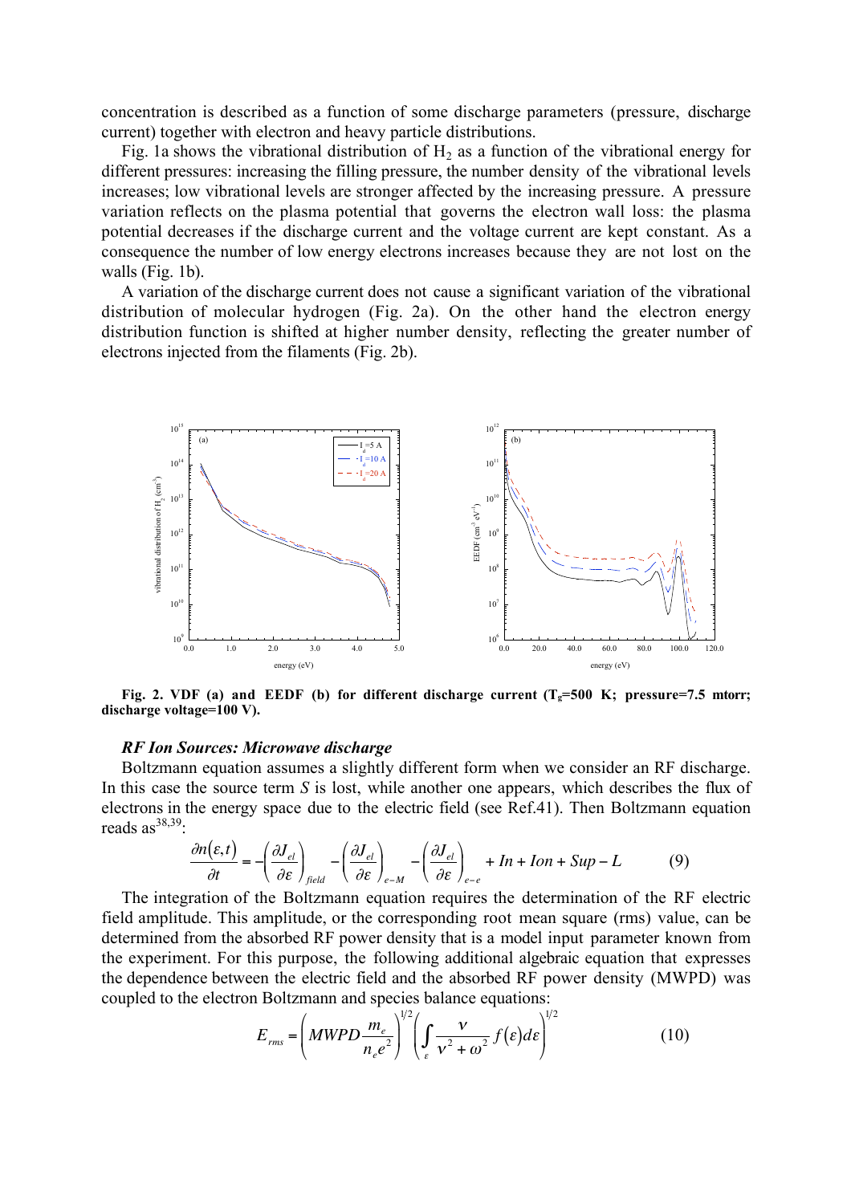concentration is described as a function of some discharge parameters (pressure, discharge current) together with electron and heavy particle distributions.

Fig. 1a shows the vibrational distribution of $H_2$ as a function of the vibrational energy for different pressures: increasing the filling pressure, the number density of the vibrational levels increases; low vibrational levels are stronger affected by the increasing pressure. A pressure variation reflects on the plasma potential that governs the electron wall loss: the plasma potential decreases if the discharge current and the voltage current are kept constant. As a consequence the number of low energy electrons increases because they are not lost on the walls (Fig. 1b).

A variation of the discharge current does not cause a significant variation of the vibrational distribution of molecular hydrogen (Fig. 2a). On the other hand the electron energy distribution function is shifted at higher number density, reflecting the greater number of electrons injected from the filaments (Fig. 2b).

**Fig. 2. VDF (a) and EEDF (b) for different discharge current ($T_g$=500 K; pressure=7.5 mtorr; discharge voltage=100 V).**

### *RF Ion Sources: Microwave discharge*

Boltzmann equation assumes a slightly different form when we consider an RF discharge. In this case the source term *S* is lost, while another one appears, which describes the flux of electrons in the energy space due to the electric field (see Ref.41). Then Boltzmann equation reads as[38,39]:

$$\frac{\partial n(\varepsilon,t)}{\partial t} = -\left(\frac{\partial J_{el}}{\partial \varepsilon}\right)_{field} - \left(\frac{\partial J_{el}}{\partial \varepsilon}\right)_{e-M} - \left(\frac{\partial J_{el}}{\partial \varepsilon}\right)_{e-e} + In + Ion + Sup - L \qquad (9)$$

The integration of the Boltzmann equation requires the determination of the RF electric field amplitude. This amplitude, or the corresponding root mean square (rms) value, can be determined from the absorbed RF power density that is a model input parameter known from the experiment. For this purpose, the following additional algebraic equation that expresses the dependence between the electric field and the absorbed RF power density (MWPD) was coupled to the electron Boltzmann and species balance equations:

$$E_{rms} = \left(MWPD\frac{m_e}{n_e e^2}\right)^{1/2}\left(\int_{\varepsilon}\frac{\nu}{\nu^2+\omega^2}f(\varepsilon)d\varepsilon\right)^{1/2} \qquad (10)$$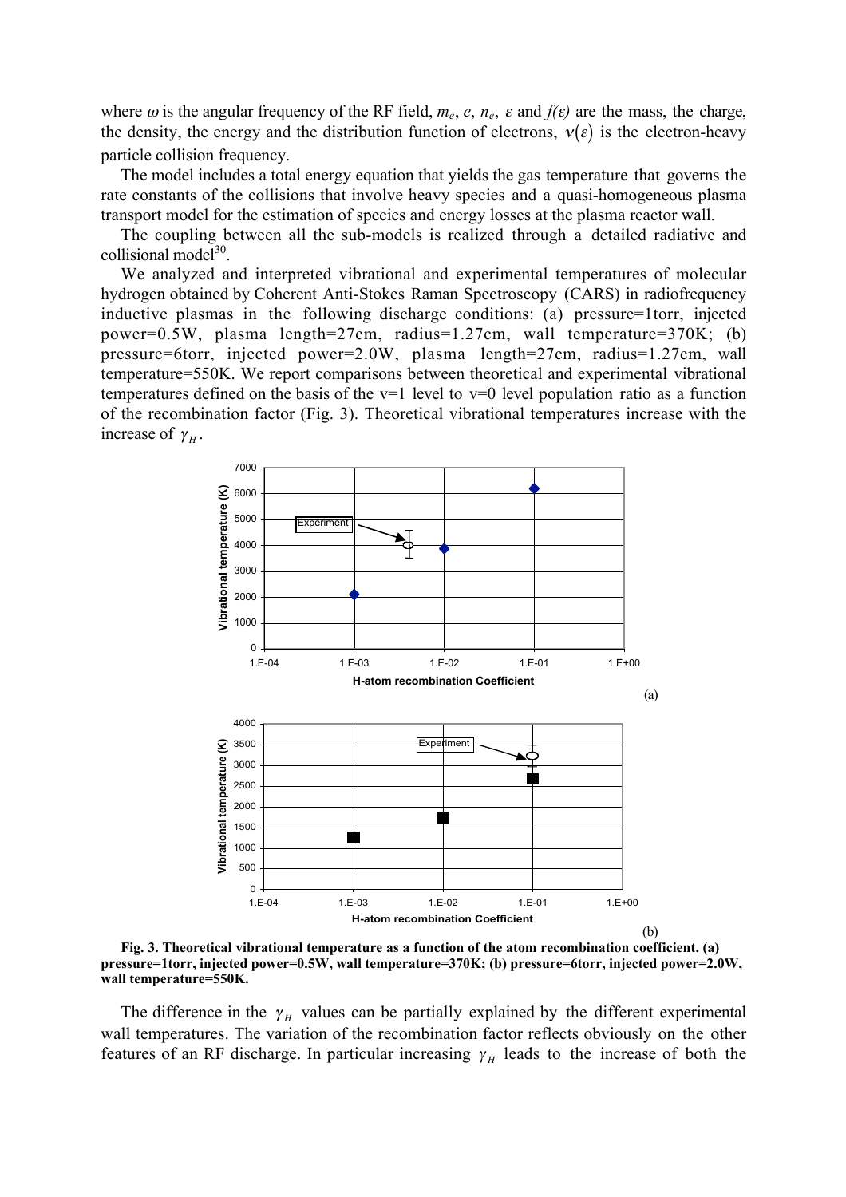where $\omega$ is the angular frequency of the RF field, $m_e$, $e$, $n_e$, $\varepsilon$ and $f(\varepsilon)$ are the mass, the charge, the density, the energy and the distribution function of electrons, $\nu(\varepsilon)$ is the electron-heavy particle collision frequency.

The model includes a total energy equation that yields the gas temperature that governs the rate constants of the collisions that involve heavy species and a quasi-homogeneous plasma transport model for the estimation of species and energy losses at the plasma reactor wall.

The coupling between all the sub-models is realized through a detailed radiative and collisional model[30].

We analyzed and interpreted vibrational and experimental temperatures of molecular hydrogen obtained by Coherent Anti-Stokes Raman Spectroscopy (CARS) in radiofrequency inductive plasmas in the following discharge conditions: (a) pressure=1torr, injected power=0.5W, plasma length=27cm, radius=1.27cm, wall temperature=370K; (b) pressure=6torr, injected power=2.0W, plasma length=27cm, radius=1.27cm, wall temperature=550K. We report comparisons between theoretical and experimental vibrational temperatures defined on the basis of the v=1 level to v=0 level population ratio as a function of the recombination factor (Fig. 3). Theoretical vibrational temperatures increase with the increase of $\gamma_H$.

**Fig. 3. Theoretical vibrational temperature as a function of the atom recombination coefficient. (a) pressure=1torr, injected power=0.5W, wall temperature=370K; (b) pressure=6torr, injected power=2.0W, wall temperature=550K.**

The difference in the $\gamma_H$ values can be partially explained by the different experimental wall temperatures. The variation of the recombination factor reflects obviously on the other features of an RF discharge. In particular increasing $\gamma_H$ leads to the increase of both the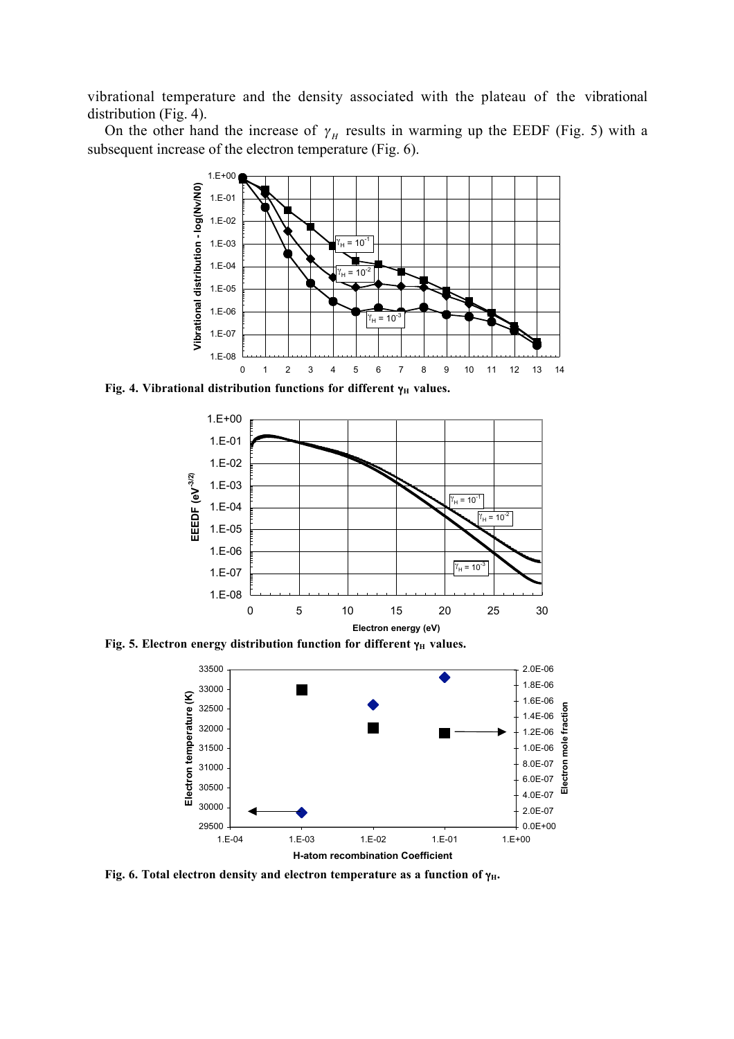vibrational temperature and the density associated with the plateau of the vibrational distribution (Fig. 4).

On the other hand the increase of $\gamma_H$ results in warming up the EEDF (Fig. 5) with a subsequent increase of the electron temperature (Fig. 6).

**Fig. 4. Vibrational distribution functions for different $\gamma_H$ values.**

**Fig. 5. Electron energy distribution function for different $\gamma_H$ values.**

**Fig. 6. Total electron density and electron temperature as a function of $\gamma_H$.**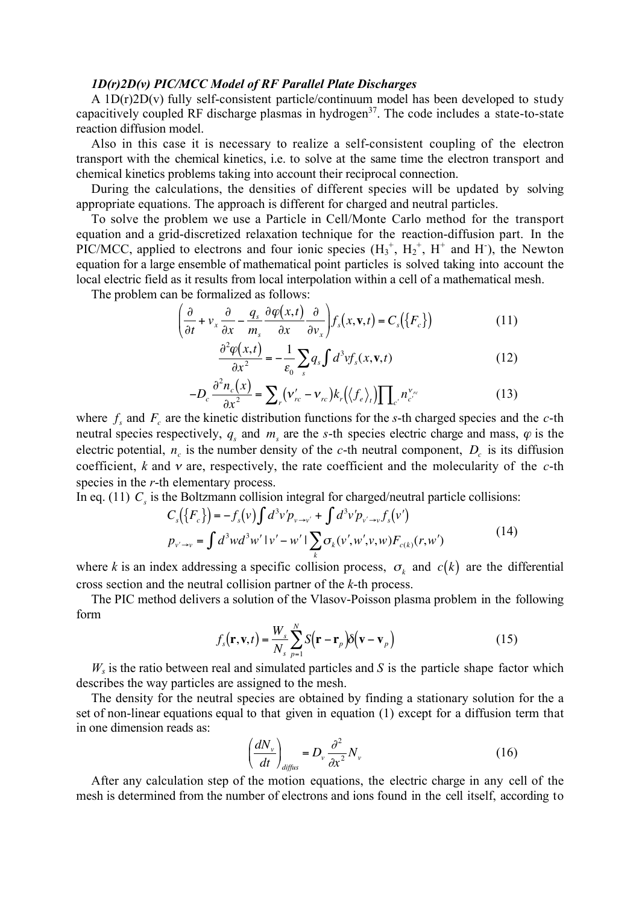*1D(r)2D(v) PIC/MCC Model of RF Parallel Plate Discharges*

A 1D(r)2D(v) fully self-consistent particle/continuum model has been developed to study capacitively coupled RF discharge plasmas in hydrogen[37]. The code includes a state-to-state reaction diffusion model.

Also in this case it is necessary to realize a self-consistent coupling of the electron transport with the chemical kinetics, i.e. to solve at the same time the electron transport and chemical kinetics problems taking into account their reciprocal connection.

During the calculations, the densities of different species will be updated by solving appropriate equations. The approach is different for charged and neutral particles.

To solve the problem we use a Particle in Cell/Monte Carlo method for the transport equation and a grid-discretized relaxation technique for the reaction-diffusion part. In the PIC/MCC, applied to electrons and four ionic species ($H_3^+$, $H_2^+$, $H^+$ and $H^-$), the Newton equation for a large ensemble of mathematical point particles is solved taking into account the local electric field as it results from local interpolation within a cell of a mathematical mesh.

The problem can be formalized as follows:

$$\left(\frac{\partial}{\partial t} + v_x \frac{\partial}{\partial x} - \frac{q_s}{m_s}\frac{\partial \varphi(x,t)}{\partial x}\frac{\partial}{\partial v_x}\right) f_s(x,\mathbf{v},t) = C_s(\{F_c\}) \tag{11}$$

$$\frac{\partial^2 \varphi(x,t)}{\partial x^2} = -\frac{1}{\varepsilon_0}\sum_s q_s \int d^3v f_s(x,\mathbf{v},t) \tag{12}$$

$$-D_c \frac{\partial^2 n_c(x)}{\partial x^2} = \sum_r (\nu'_{rc} - \nu_{rc}) k_r(\langle f_e \rangle_t) \prod_{c'} n_{c'}^{\nu_{rc'}} \tag{13}$$

where $f_s$ and $F_c$ are the kinetic distribution functions for the *s*-th charged species and the *c*-th neutral species respectively, $q_s$ and $m_s$ are the *s*-th species electric charge and mass, $\varphi$ is the electric potential, $n_c$ is the number density of the *c*-th neutral component, $D_c$ is its diffusion coefficient, $k$ and $\nu$ are, respectively, the rate coefficient and the molecularity of the *c*-th species in the *r*-th elementary process.

In eq. (11) $C_s$ is the Boltzmann collision integral for charged/neutral particle collisions:

$$\begin{aligned} C_s(\{F_c\}) &= -f_s(v)\int d^3v' p_{v\to v'} + \int d^3v' p_{v'\to v} f_s(v') \\ p_{v'\to v} &= \int d^3w d^3w' \,|v'-w'|\sum_k \sigma_k(v',w',v,w) F_{c(k)}(r,w') \end{aligned} \tag{14}$$

where *k* is an index addressing a specific collision process, $\sigma_k$ and $c(k)$ are the differential cross section and the neutral collision partner of the *k*-th process.

The PIC method delivers a solution of the Vlasov-Poisson plasma problem in the following form

$$f_s(\mathbf{r},\mathbf{v},t) = \frac{W_s}{N_s}\sum_{p=1}^{N} S(\mathbf{r}-\mathbf{r}_p)\delta(\mathbf{v}-\mathbf{v}_p) \tag{15}$$

$W_s$ is the ratio between real and simulated particles and *S* is the particle shape factor which describes the way particles are assigned to the mesh.

The density for the neutral species are obtained by finding a stationary solution for the a set of non-linear equations equal to that given in equation (1) except for a diffusion term that in one dimension reads as:

$$\left(\frac{dN_v}{dt}\right)_{diffus} = D_v \frac{\partial^2}{\partial x^2} N_v \tag{16}$$

After any calculation step of the motion equations, the electric charge in any cell of the mesh is determined from the number of electrons and ions found in the cell itself, according to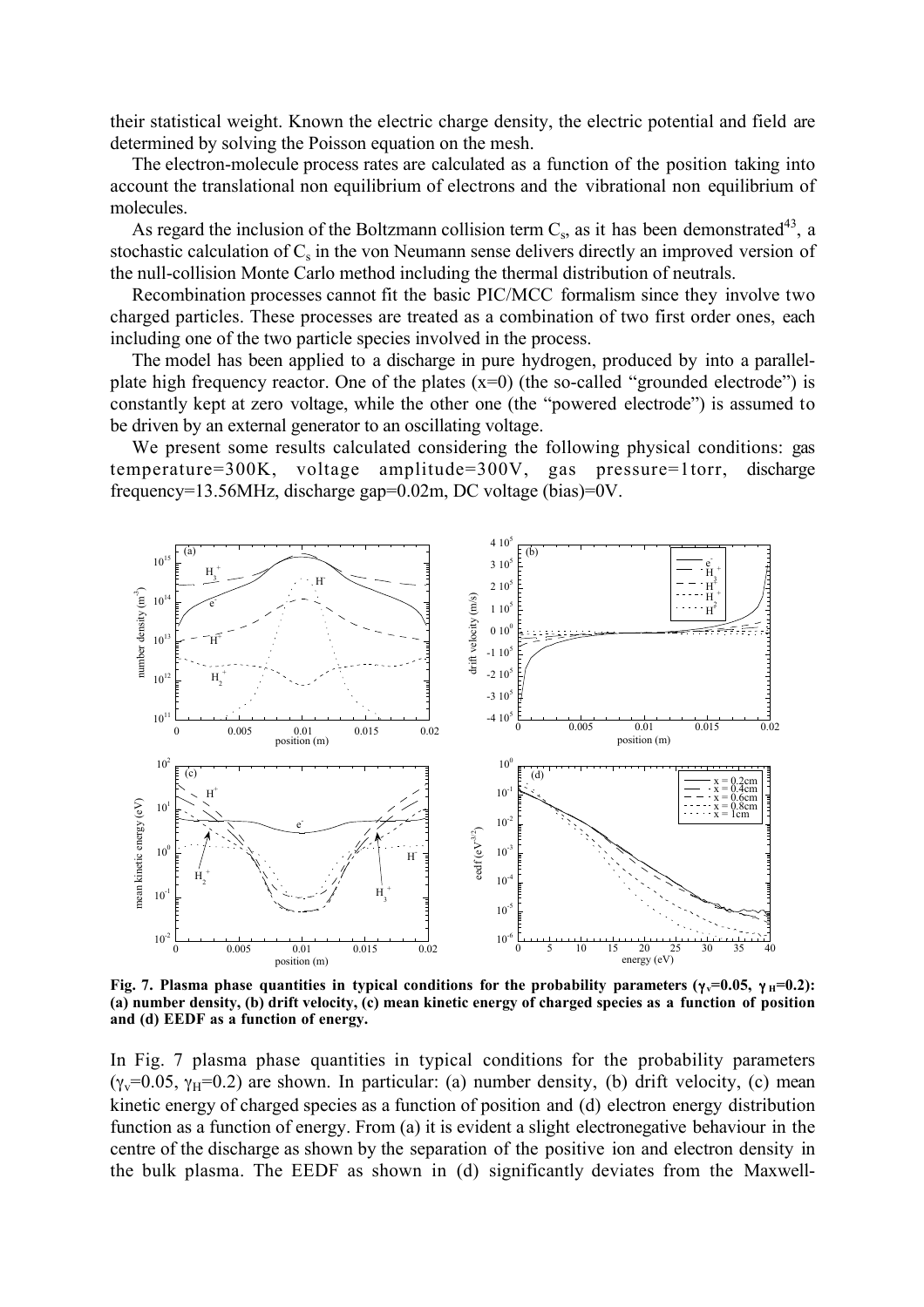their statistical weight. Known the electric charge density, the electric potential and field are determined by solving the Poisson equation on the mesh.

The electron-molecule process rates are calculated as a function of the position taking into account the translational non equilibrium of electrons and the vibrational non equilibrium of molecules.

As regard the inclusion of the Boltzmann collision term $C_s$, as it has been demonstrated[43], a stochastic calculation of $C_s$ in the von Neumann sense delivers directly an improved version of the null-collision Monte Carlo method including the thermal distribution of neutrals.

Recombination processes cannot fit the basic PIC/MCC formalism since they involve two charged particles. These processes are treated as a combination of two first order ones, each including one of the two particle species involved in the process.

The model has been applied to a discharge in pure hydrogen, produced by into a parallel-plate high frequency reactor. One of the plates (x=0) (the so-called "grounded electrode") is constantly kept at zero voltage, while the other one (the "powered electrode") is assumed to be driven by an external generator to an oscillating voltage.

We present some results calculated considering the following physical conditions: gas temperature=300K, voltage amplitude=300V, gas pressure=1torr, discharge frequency=13.56MHz, discharge gap=0.02m, DC voltage (bias)=0V.

**Fig. 7. Plasma phase quantities in typical conditions for the probability parameters ($\gamma_v$=0.05, $\gamma_H$=0.2): (a) number density, (b) drift velocity, (c) mean kinetic energy of charged species as a function of position and (d) EEDF as a function of energy.**

In Fig. 7 plasma phase quantities in typical conditions for the probability parameters ($\gamma_v$=0.05, $\gamma_H$=0.2) are shown. In particular: (a) number density, (b) drift velocity, (c) mean kinetic energy of charged species as a function of position and (d) electron energy distribution function as a function of energy. From (a) it is evident a slight electronegative behaviour in the centre of the discharge as shown by the separation of the positive ion and electron density in the bulk plasma. The EEDF as shown in (d) significantly deviates from the Maxwell-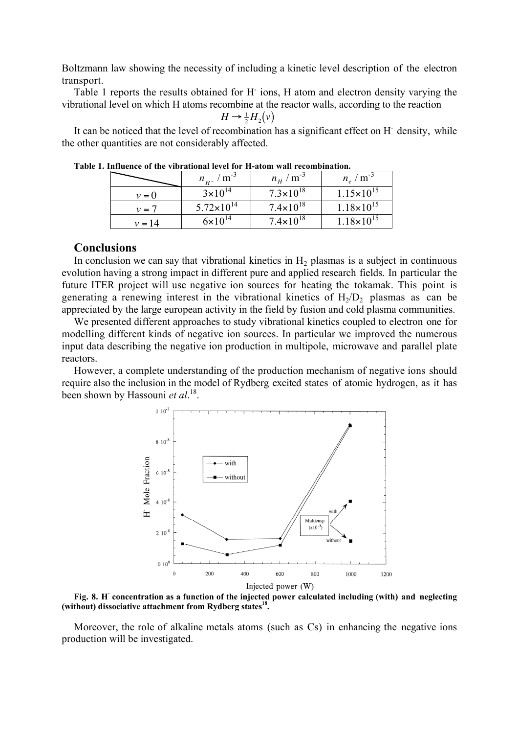Boltzmann law showing the necessity of including a kinetic level description of the electron transport.

Table 1 reports the results obtained for $H^-$ ions, H atom and electron density varying the vibrational level on which H atoms recombine at the reactor walls, according to the reaction

$$H \rightarrow \tfrac{1}{2} H_2(v)$$

It can be noticed that the level of recombination has a significant effect on $H^-$ density, while the other quantities are not considerably affected.

**Table 1. Influence of the vibrational level for H-atom wall recombination.**

| | $n_{H^-}$ / m$^{-3}$ | $n_H$ / m$^{-3}$ | $n_e$ / m$^{-3}$ |
|---|---|---|---|
| $v = 0$ | $3\times10^{14}$ | $7.3\times10^{18}$ | $1.15\times10^{15}$ |
| $v = 7$ | $5.72\times10^{14}$ | $7.4\times10^{18}$ | $1.18\times10^{15}$ |
| $v = 14$ | $6\times10^{14}$ | $7.4\times10^{18}$ | $1.18\times10^{15}$ |

## Conclusions

In conclusion we can say that vibrational kinetics in $H_2$ plasmas is a subject in continuous evolution having a strong impact in different pure and applied research fields. In particular the future ITER project will use negative ion sources for heating the tokamak. This point is generating a renewing interest in the vibrational kinetics of $H_2/D_2$ plasmas as can be appreciated by the large european activity in the field by fusion and cold plasma communities.

We presented different approaches to study vibrational kinetics coupled to electron one for modelling different kinds of negative ion sources. In particular we improved the numerous input data describing the negative ion production in multipole, microwave and parallel plate reactors.

However, a complete understanding of the production mechanism of negative ions should require also the inclusion in the model of Rydberg excited states of atomic hydrogen, as it has been shown by Hassouni *et al.*[18].

**Fig. 8. $H^-$ concentration as a function of the injected power calculated including (with) and neglecting (without) dissociative attachment from Rydberg states[18].**

Moreover, the role of alkaline metals atoms (such as Cs) in enhancing the negative ions production will be investigated.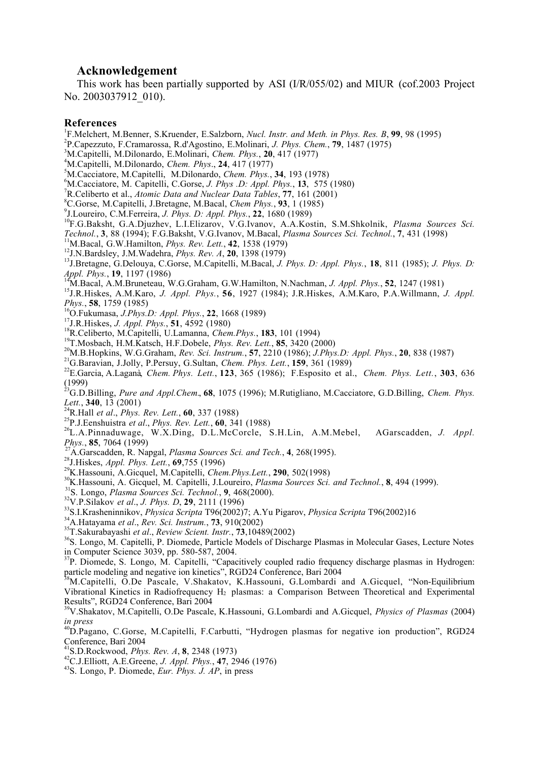## Acknowledgement

This work has been partially supported by ASI (I/R/055/02) and MIUR (cof.2003 Project No. 2003037912_010).

## References

[1] F.Melchert, M.Benner, S.Kruender, E.Salzborn, *Nucl. Instr. and Meth. in Phys. Res. B*, **99**, 98 (1995)

[2] P.Capezzuto, F.Cramarossa, R.d'Agostino, E.Molinari, *J. Phys. Chem.*, **79**, 1487 (1975)

[3] M.Capitelli, M.Dilonardo, E.Molinari, *Chem. Phys.*, **20**, 417 (1977)

[4] M.Capitelli, M.Dilonardo, *Chem. Phys*., **24**, 417 (1977)

[5] M.Cacciatore, M.Capitelli, M.Dilonardo, *Chem. Phys.*, **34**, 193 (1978)

[6] M.Cacciatore, M. Capitelli, C.Gorse, *J. Phys .D: Appl. Phys.*, **13**, 575 (1980)

[7] R.Celiberto et al., *Atomic Data and Nuclear Data Tables*, **77**, 161 (2001)

[8] C.Gorse, M.Capitelli, J.Bretagne, M.Bacal, *Chem Phys.*, **93**, 1 (1985)

[9] J.Loureiro, C.M.Ferreira, *J. Phys. D: Appl. Phys.*, **22**, 1680 (1989)

[10] F.G.Baksht, G.A.Djuzhev, L.I.Elizarov, V.G.Ivanov, A.A.Kostin, S.M.Shkolnik, *Plasma Sources Sci. Technol.*, **3**, 88 (1994); F.G.Baksht, V.G.Ivanov, M.Bacal, *Plasma Sources Sci. Technol.*, **7**, 431 (1998)

[11] M.Bacal, G.W.Hamilton, *Phys. Rev. Lett.*, **42**, 1538 (1979)

[12] J.N.Bardsley, J.M.Wadehra, *Phys. Rev. A*, **20**, 1398 (1979)

[13] J.Bretagne, G.Delouya, C.Gorse, M.Capitelli, M.Bacal, *J. Phys. D: Appl. Phys.*, **18**, 811 (1985); *J. Phys. D: Appl. Phys.*, **19**, 1197 (1986)

[14] M.Bacal, A.M.Bruneteau, W.G.Graham, G.W.Hamilton, N.Nachman, *J. Appl. Phys.*, **52**, 1247 (1981)

[15] J.R.Hiskes, A.M.Karo, *J. Appl. Phys.*, **56**, 1927 (1984); J.R.Hiskes, A.M.Karo, P.A.Willmann, *J. Appl. Phys.*, **58**, 1759 (1985)

[16] O.Fukumasa, *J.Phys.D: Appl. Phys.*, **22**, 1668 (1989)

[17] J.R.Hiskes, *J. Appl. Phys.*, **51**, 4592 (1980)

[18] R.Celiberto, M.Capitelli, U.Lamanna, *Chem.Phys.*, **183**, 101 (1994)

[19] T.Mosbach, H.M.Katsch, H.F.Dobele, *Phys. Rev. Lett.*, **85**, 3420 (2000)

[20] M.B.Hopkins, W.G.Graham, *Rev. Sci. Instrum.*, **57**, 2210 (1986); *J.Phys.D: Appl. Phys.*, **20**, 838 (1987)

[21] G.Baravian, J.Jolly, P.Persuy, G.Sultan, *Chem. Phys. Lett.*, **159**, 361 (1989)

[22] E.Garcia, A.Laganà, *Chem. Phys. Lett.*, **123**, 365 (1986); F.Esposito et al., *Chem. Phys. Lett.*, **303**, 636 (1999)

[23] G.D.Billing, *Pure and Appl.Chem*., **68**, 1075 (1996); M.Rutigliano, M.Cacciatore, G.D.Billing, *Chem. Phys. Lett.*, **340**, 13 (2001)

[24] R.Hall *et al*., *Phys. Rev. Lett.*, **60**, 337 (1988)

[25] P.J.Eenshuistra *et al*., *Phys. Rev. Lett.*, **60**, 341 (1988)

[26] L.A.Pinnaduwage, W.X.Ding, D.L.McCorcle, S.H.Lin, A.M.Mebel, AGarscadden, *J. Appl. Phys.*, **85**, 7064 (1999)

[27] A.Garscadden, R. Napgal, *Plasma Sources Sci. and Tech.*, **4**, 268(1995).

[28] J.Hiskes, *Appl. Phys. Lett.*, **69**,755 (1996)

[29] K.Hassouni, A.Gicquel, M.Capitelli, *Chem.Phys.Lett.*, **290**, 502(1998)

[30] K.Hassouni, A. Gicquel, M. Capitelli, J.Loureiro, *Plasma Sources Sci. and Technol.*, **8**, 494 (1999).

[31] S. Longo, *Plasma Sources Sci. Technol.*, **9**, 468(2000).

[32] V.P.Silakov *et al*., *J. Phys. D*, **29**, 2111 (1996)

[33] S.I.Krasheninnikov, *Physica Scripta* T96(2002)7; A.Yu Pigarov, *Physica Scripta* T96(2002)16

[34] A.Hatayama *et al*., *Rev. Sci. Instrum.*, **73**, 910(2002)

[35] T.Sakurabayashi *et al*., *Review Scient. Instr.*, **73**,10489(2002)

[36] S. Longo, M. Capitelli, P. Diomede, Particle Models of Discharge Plasmas in Molecular Gases, Lecture Notes in Computer Science 3039, pp. 580-587, 2004.

[37] P. Diomede, S. Longo, M. Capitelli, "Capacitively coupled radio frequency discharge plasmas in Hydrogen: particle modeling and negative ion kinetics", RGD24 Conference, Bari 2004

[38] M.Capitelli, O.De Pascale, V.Shakatov, K.Hassouni, G.Lombardi and A.Gicquel, "Non-Equilibrium Vibrational Kinetics in Radiofrequency $H_2$ plasmas: a Comparison Between Theoretical and Experimental Results", RGD24 Conference, Bari 2004

[39] V.Shakatov, M.Capitelli, O.De Pascale, K.Hassouni, G.Lombardi and A.Gicquel, *Physics of Plasmas* (2004) *in press*

[40] D.Pagano, C.Gorse, M.Capitelli, F.Carbutti, "Hydrogen plasmas for negative ion production", RGD24 Conference, Bari 2004

[41] S.D.Rockwood, *Phys. Rev. A*, **8**, 2348 (1973)

[42] C.J.Elliott, A.E.Greene, *J. Appl. Phys.*, **47**, 2946 (1976)

[43] S. Longo, P. Diomede, *Eur. Phys. J. AP*, in press